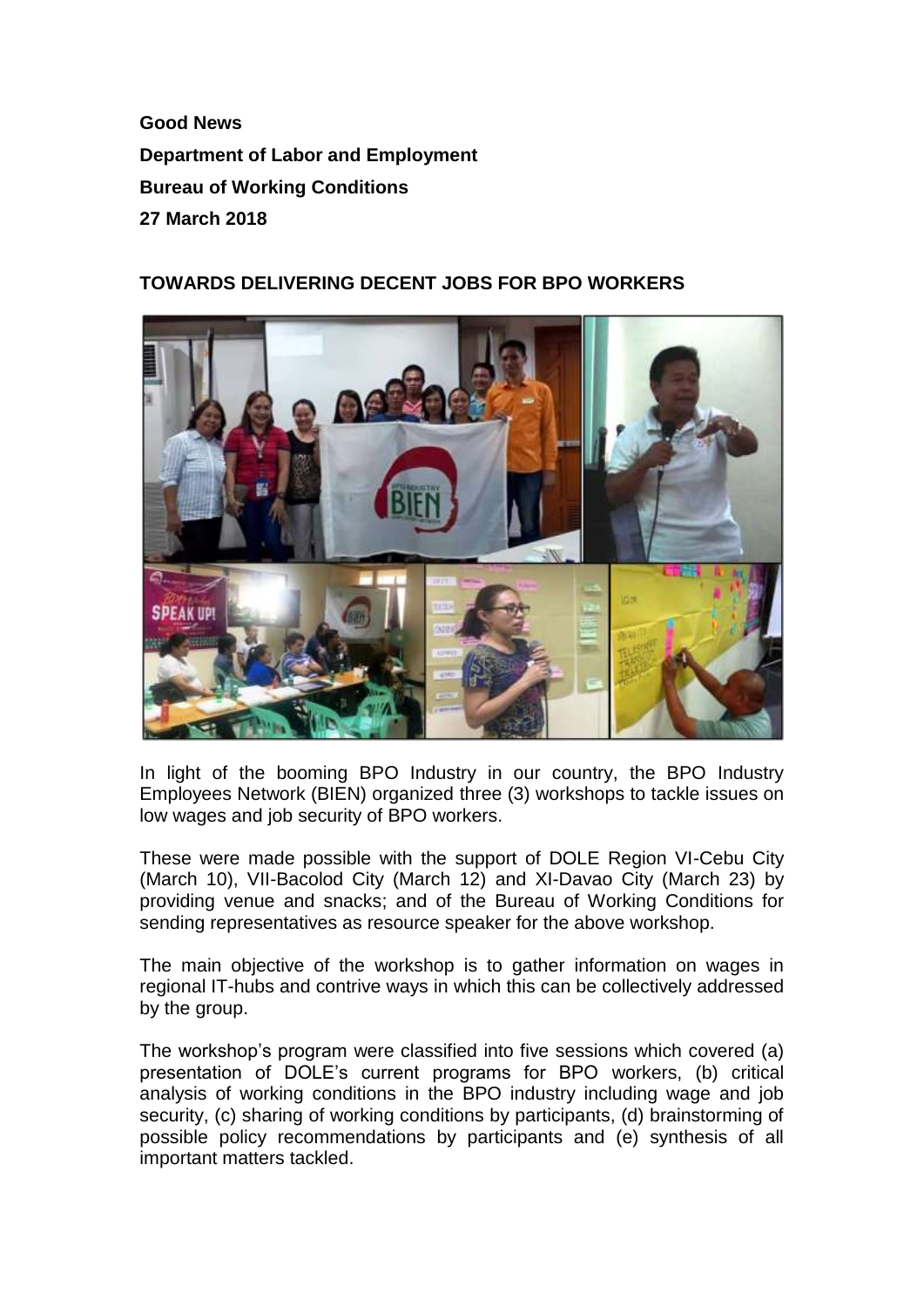**Good News**

**Department of Labor and Employment**

**Bureau of Working Conditions**

**27 March 2018**

## TOWARDS DELIVERING DECENT JOBS FOR BPO WORKERS

In light of the booming BPO Industry in our country, the BPO Industry Employees Network (BIEN) organized three (3) workshops to tackle issues on low wages and job security of BPO workers.

These were made possible with the support of DOLE Region VI-Cebu City (March 10), VII-Bacolod City (March 12) and XI-Davao City (March 23) by providing venue and snacks; and of the Bureau of Working Conditions for sending representatives as resource speaker for the above workshop.

The main objective of the workshop is to gather information on wages in regional IT-hubs and contrive ways in which this can be collectively addressed by the group.

The workshop's program were classified into five sessions which covered (a) presentation of DOLE's current programs for BPO workers, (b) critical analysis of working conditions in the BPO industry including wage and job security, (c) sharing of working conditions by participants, (d) brainstorming of possible policy recommendations by participants and (e) synthesis of all important matters tackled.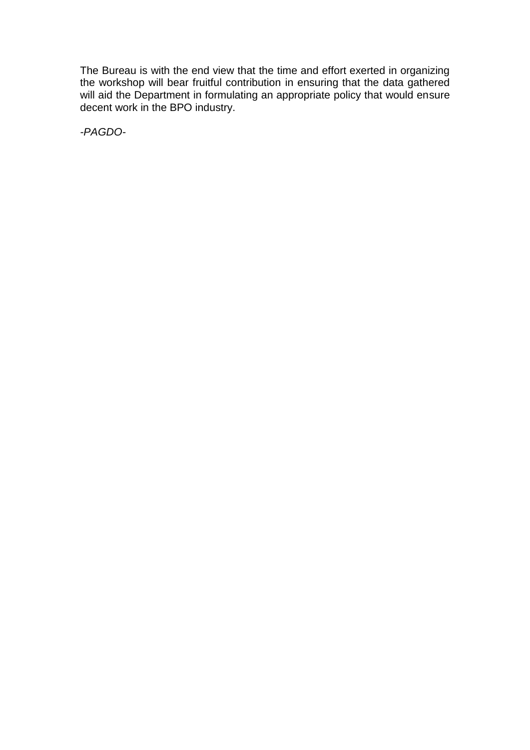The Bureau is with the end view that the time and effort exerted in organizing the workshop will bear fruitful contribution in ensuring that the data gathered will aid the Department in formulating an appropriate policy that would ensure decent work in the BPO industry.

*-PAGDO-*